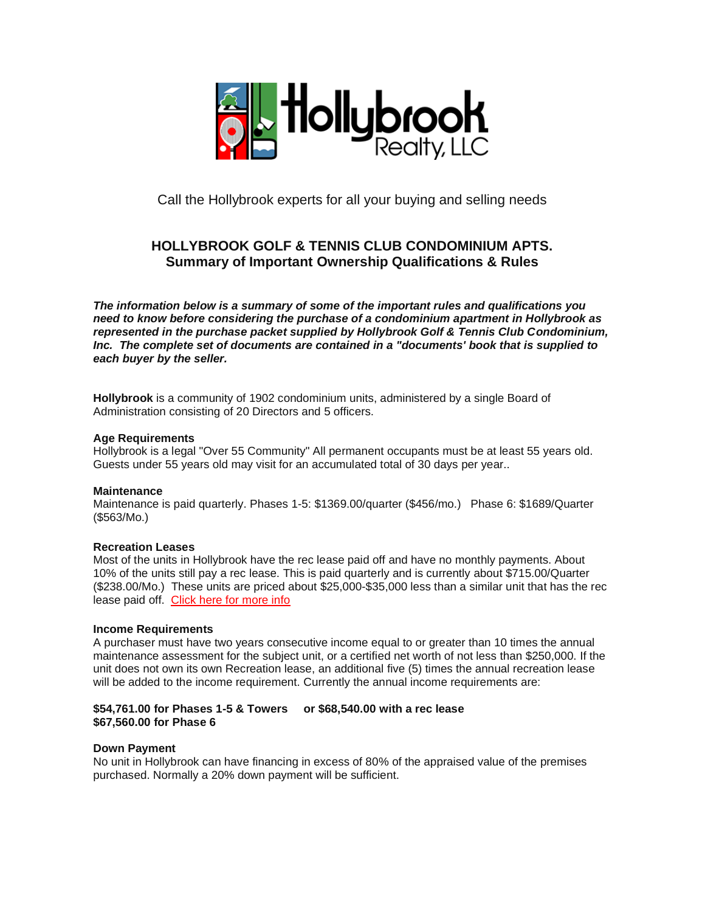Hollybrook Realty, LLC

Call the Hollybrook experts for all your buying and selling needs

## HOLLYBROOK GOLF & TENNIS CLUB CONDOMINIUM APTS.
## Summary of Important Ownership Qualifications & Rules

***The information below is a summary of some of the important rules and qualifications you need to know before considering the purchase of a condominium apartment in Hollybrook as represented in the purchase packet supplied by Hollybrook Golf & Tennis Club Condominium, Inc. The complete set of documents are contained in a "documents' book that is supplied to each buyer by the seller.***

**Hollybrook** is a community of 1902 condominium units, administered by a single Board of Administration consisting of 20 Directors and 5 officers.

### Age Requirements
Hollybrook is a legal "Over 55 Community" All permanent occupants must be at least 55 years old. Guests under 55 years old may visit for an accumulated total of 30 days per year..

### Maintenance
Maintenance is paid quarterly. Phases 1-5: $1369.00/quarter ($456/mo.) Phase 6: $1689/Quarter ($563/Mo.)

### Recreation Leases
Most of the units in Hollybrook have the rec lease paid off and have no monthly payments. About 10% of the units still pay a rec lease. This is paid quarterly and is currently about $715.00/Quarter ($238.00/Mo.) These units are priced about $25,000-$35,000 less than a similar unit that has the rec lease paid off. Click here for more info

### Income Requirements
A purchaser must have two years consecutive income equal to or greater than 10 times the annual maintenance assessment for the subject unit, or a certified net worth of not less than $250,000. If the unit does not own its own Recreation lease, an additional five (5) times the annual recreation lease will be added to the income requirement. Currently the annual income requirements are:

**$54,761.00 for Phases 1-5 & Towers or $68,540.00 with a rec lease**
**$67,560.00 for Phase 6**

### Down Payment
No unit in Hollybrook can have financing in excess of 80% of the appraised value of the premises purchased. Normally a 20% down payment will be sufficient.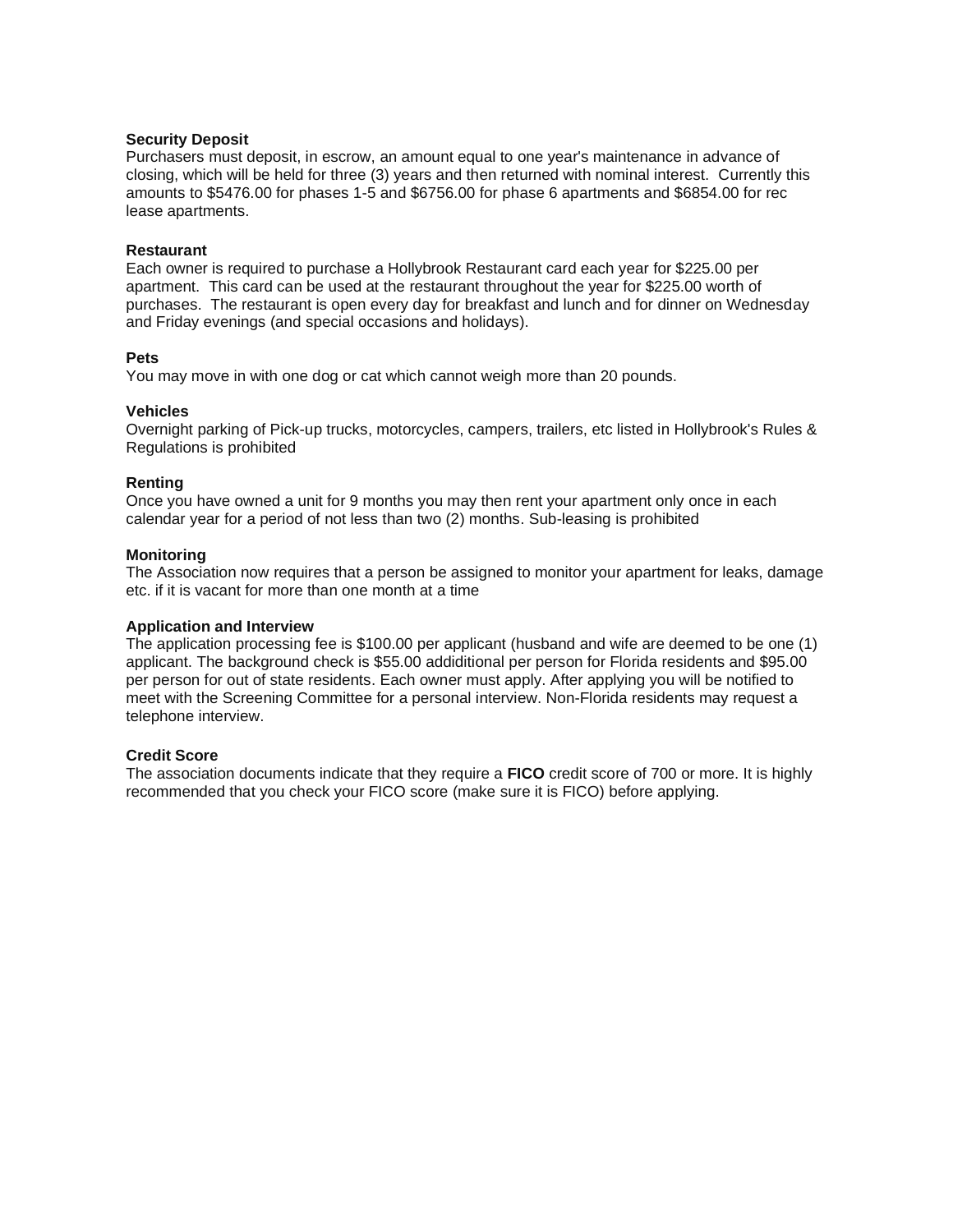**Security Deposit**
Purchasers must deposit, in escrow, an amount equal to one year's maintenance in advance of closing, which will be held for three (3) years and then returned with nominal interest. Currently this amounts to $5476.00 for phases 1-5 and $6756.00 for phase 6 apartments and $6854.00 for rec lease apartments.

**Restaurant**
Each owner is required to purchase a Hollybrook Restaurant card each year for $225.00 per apartment. This card can be used at the restaurant throughout the year for $225.00 worth of purchases. The restaurant is open every day for breakfast and lunch and for dinner on Wednesday and Friday evenings (and special occasions and holidays).

**Pets**
You may move in with one dog or cat which cannot weigh more than 20 pounds.

**Vehicles**
Overnight parking of Pick-up trucks, motorcycles, campers, trailers, etc listed in Hollybrook's Rules & Regulations is prohibited

**Renting**
Once you have owned a unit for 9 months you may then rent your apartment only once in each calendar year for a period of not less than two (2) months. Sub-leasing is prohibited

**Monitoring**
The Association now requires that a person be assigned to monitor your apartment for leaks, damage etc. if it is vacant for more than one month at a time

**Application and Interview**
The application processing fee is $100.00 per applicant (husband and wife are deemed to be one (1) applicant. The background check is $55.00 addiditional per person for Florida residents and $95.00 per person for out of state residents. Each owner must apply. After applying you will be notified to meet with the Screening Committee for a personal interview. Non-Florida residents may request a telephone interview.

**Credit Score**
The association documents indicate that they require a **FICO** credit score of 700 or more. It is highly recommended that you check your FICO score (make sure it is FICO) before applying.